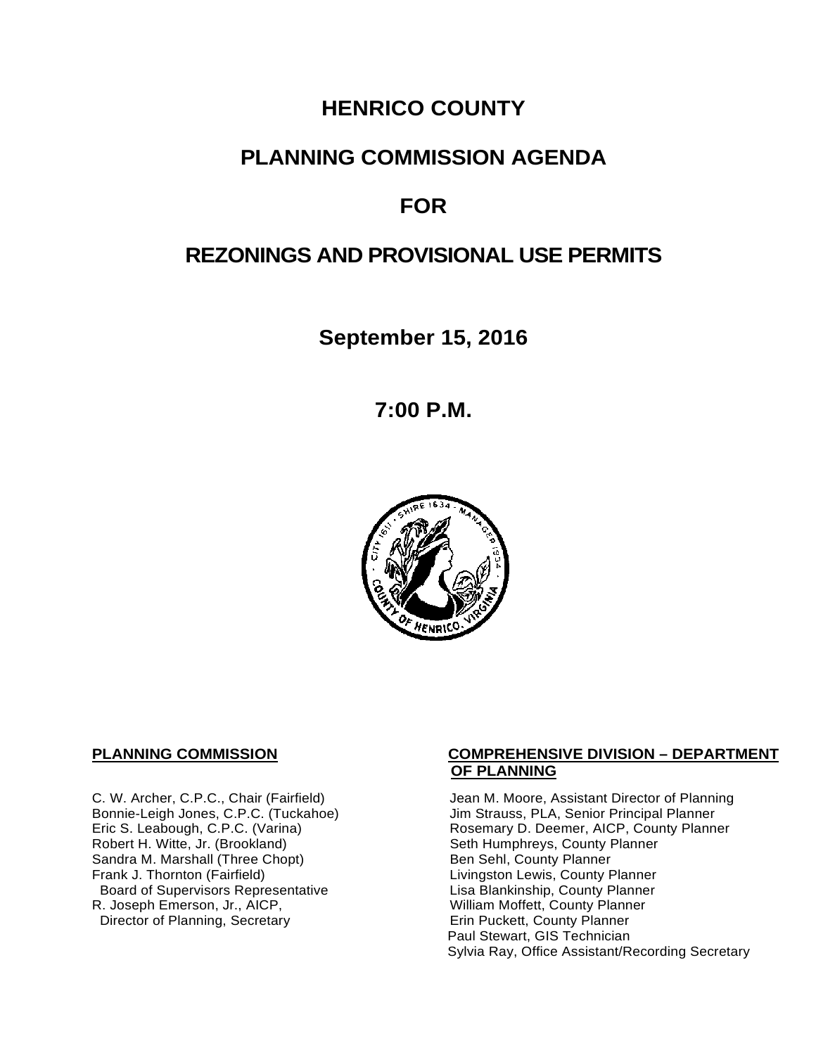# HENRICO COUNTY

# PLANNING COMMISSION AGENDA

# FOR

# REZONINGS AND PROVISIONAL USE PERMITS

## September 15, 2016

## 7:00 P.M.

**PLANNING COMMISSION**

C. W. Archer, C.P.C., Chair (Fairfield)
Bonnie-Leigh Jones, C.P.C. (Tuckahoe)
Eric S. Leabough, C.P.C. (Varina)
Robert H. Witte, Jr. (Brookland)
Sandra M. Marshall (Three Chopt)
Frank J. Thornton (Fairfield)
Board of Supervisors Representative
R. Joseph Emerson, Jr., AICP,
Director of Planning, Secretary

**COMPREHENSIVE DIVISION – DEPARTMENT OF PLANNING**

Jean M. Moore, Assistant Director of Planning
Jim Strauss, PLA, Senior Principal Planner
Rosemary D. Deemer, AICP, County Planner
Seth Humphreys, County Planner
Ben Sehl, County Planner
Livingston Lewis, County Planner
Lisa Blankinship, County Planner
William Moffett, County Planner
Erin Puckett, County Planner
Paul Stewart, GIS Technician
Sylvia Ray, Office Assistant/Recording Secretary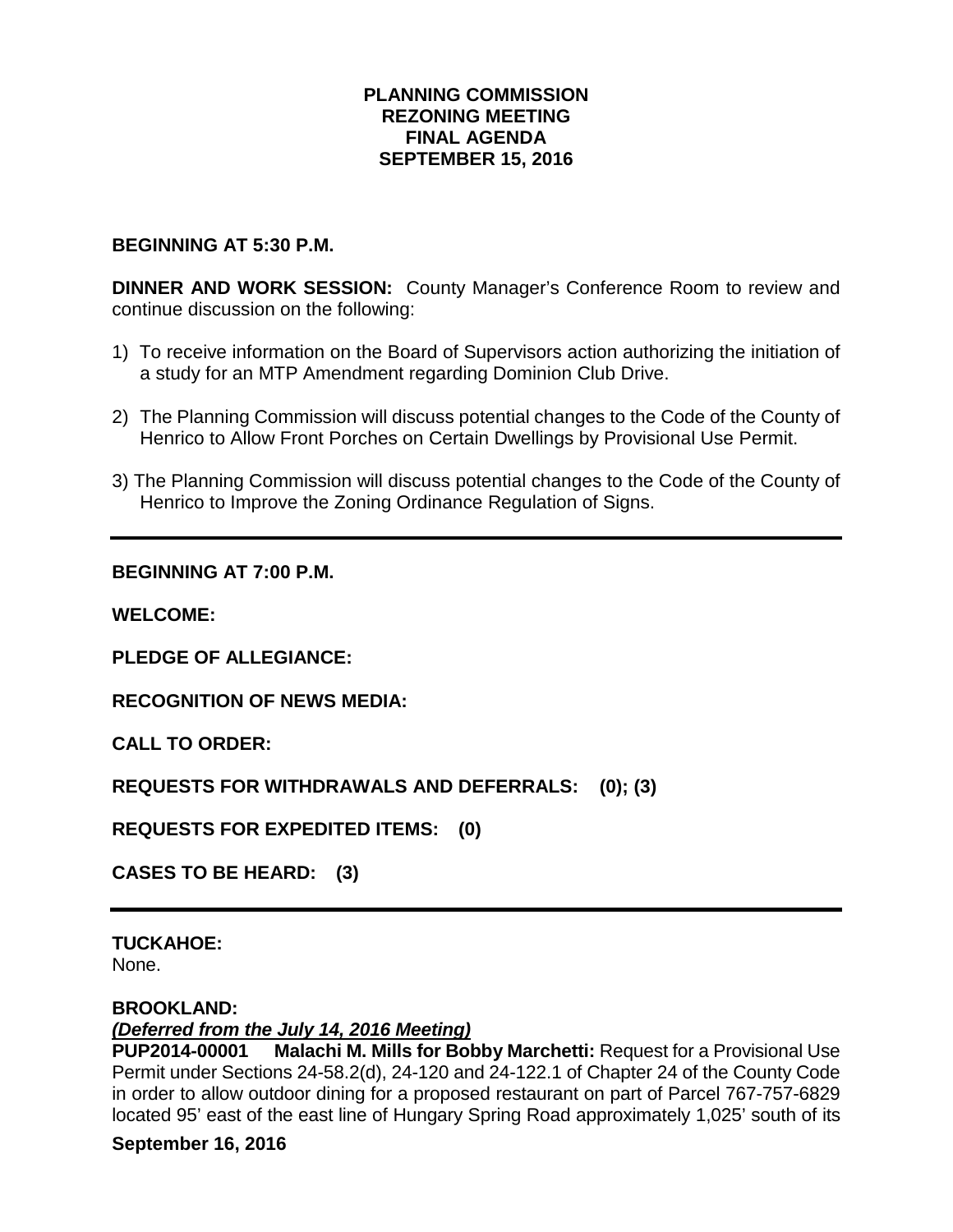# PLANNING COMMISSION
# REZONING MEETING
# FINAL AGENDA
# SEPTEMBER 15, 2016

**BEGINNING AT 5:30 P.M.**

**DINNER AND WORK SESSION:** County Manager's Conference Room to review and continue discussion on the following:

1) To receive information on the Board of Supervisors action authorizing the initiation of a study for an MTP Amendment regarding Dominion Club Drive.

2) The Planning Commission will discuss potential changes to the Code of the County of Henrico to Allow Front Porches on Certain Dwellings by Provisional Use Permit.

3) The Planning Commission will discuss potential changes to the Code of the County of Henrico to Improve the Zoning Ordinance Regulation of Signs.

---

**BEGINNING AT 7:00 P.M.**

**WELCOME:**

**PLEDGE OF ALLEGIANCE:**

**RECOGNITION OF NEWS MEDIA:**

**CALL TO ORDER:**

**REQUESTS FOR WITHDRAWALS AND DEFERRALS: (0); (3)**

**REQUESTS FOR EXPEDITED ITEMS: (0)**

**CASES TO BE HEARD: (3)**

---

**TUCKAHOE:**
None.

**BROOKLAND:**
***(Deferred from the July 14, 2016 Meeting)***
**PUP2014-00001 Malachi M. Mills for Bobby Marchetti:** Request for a Provisional Use Permit under Sections 24-58.2(d), 24-120 and 24-122.1 of Chapter 24 of the County Code in order to allow outdoor dining for a proposed restaurant on part of Parcel 767-757-6829 located 95' east of the east line of Hungary Spring Road approximately 1,025' south of its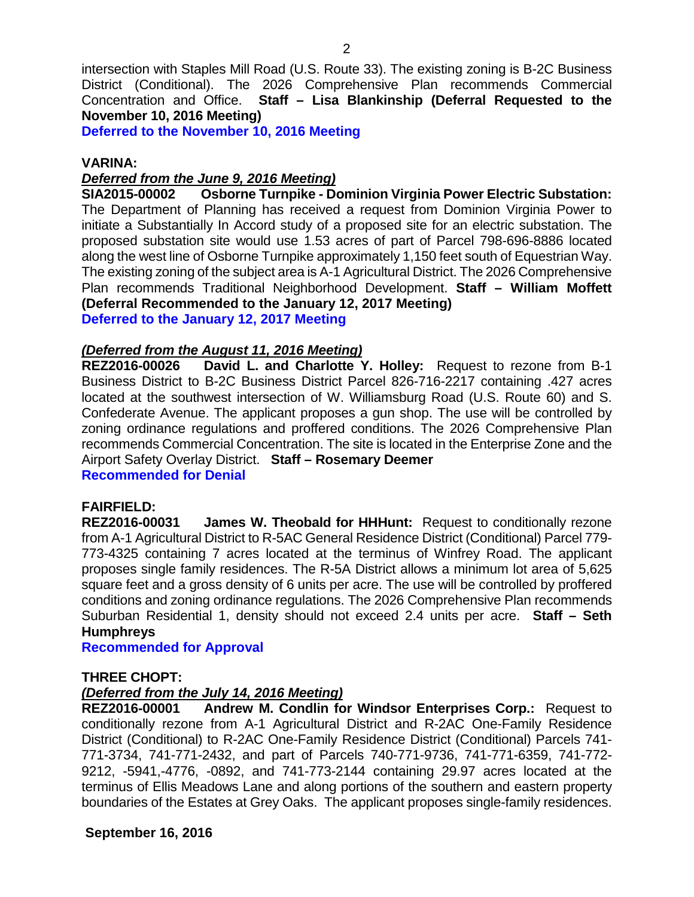intersection with Staples Mill Road (U.S. Route 33). The existing zoning is B-2C Business District (Conditional). The 2026 Comprehensive Plan recommends Commercial Concentration and Office. **Staff – Lisa Blankinship (Deferral Requested to the November 10, 2016 Meeting)**

**Deferred to the November 10, 2016 Meeting**

**VARINA:**

***Deferred from the June 9, 2016 Meeting)***

**SIA2015-00002 Osborne Turnpike - Dominion Virginia Power Electric Substation:** The Department of Planning has received a request from Dominion Virginia Power to initiate a Substantially In Accord study of a proposed site for an electric substation. The proposed substation site would use 1.53 acres of part of Parcel 798-696-8886 located along the west line of Osborne Turnpike approximately 1,150 feet south of Equestrian Way. The existing zoning of the subject area is A-1 Agricultural District. The 2026 Comprehensive Plan recommends Traditional Neighborhood Development. **Staff – William Moffett (Deferral Recommended to the January 12, 2017 Meeting)**

**Deferred to the January 12, 2017 Meeting**

***(Deferred from the August 11, 2016 Meeting)***

**REZ2016-00026 David L. and Charlotte Y. Holley:** Request to rezone from B-1 Business District to B-2C Business District Parcel 826-716-2217 containing .427 acres located at the southwest intersection of W. Williamsburg Road (U.S. Route 60) and S. Confederate Avenue. The applicant proposes a gun shop. The use will be controlled by zoning ordinance regulations and proffered conditions. The 2026 Comprehensive Plan recommends Commercial Concentration. The site is located in the Enterprise Zone and the Airport Safety Overlay District. **Staff – Rosemary Deemer**

**Recommended for Denial**

**FAIRFIELD:**

**REZ2016-00031 James W. Theobald for HHHunt:** Request to conditionally rezone from A-1 Agricultural District to R-5AC General Residence District (Conditional) Parcel 779-773-4325 containing 7 acres located at the terminus of Winfrey Road. The applicant proposes single family residences. The R-5A District allows a minimum lot area of 5,625 square feet and a gross density of 6 units per acre. The use will be controlled by proffered conditions and zoning ordinance regulations. The 2026 Comprehensive Plan recommends Suburban Residential 1, density should not exceed 2.4 units per acre. **Staff – Seth Humphreys**

**Recommended for Approval**

**THREE CHOPT:**

***(Deferred from the July 14, 2016 Meeting)***

**REZ2016-00001 Andrew M. Condlin for Windsor Enterprises Corp.:** Request to conditionally rezone from A-1 Agricultural District and R-2AC One-Family Residence District (Conditional) to R-2AC One-Family Residence District (Conditional) Parcels 741-771-3734, 741-771-2432, and part of Parcels 740-771-9736, 741-771-6359, 741-772-9212, -5941,-4776, -0892, and 741-773-2144 containing 29.97 acres located at the terminus of Ellis Meadows Lane and along portions of the southern and eastern property boundaries of the Estates at Grey Oaks. The applicant proposes single-family residences.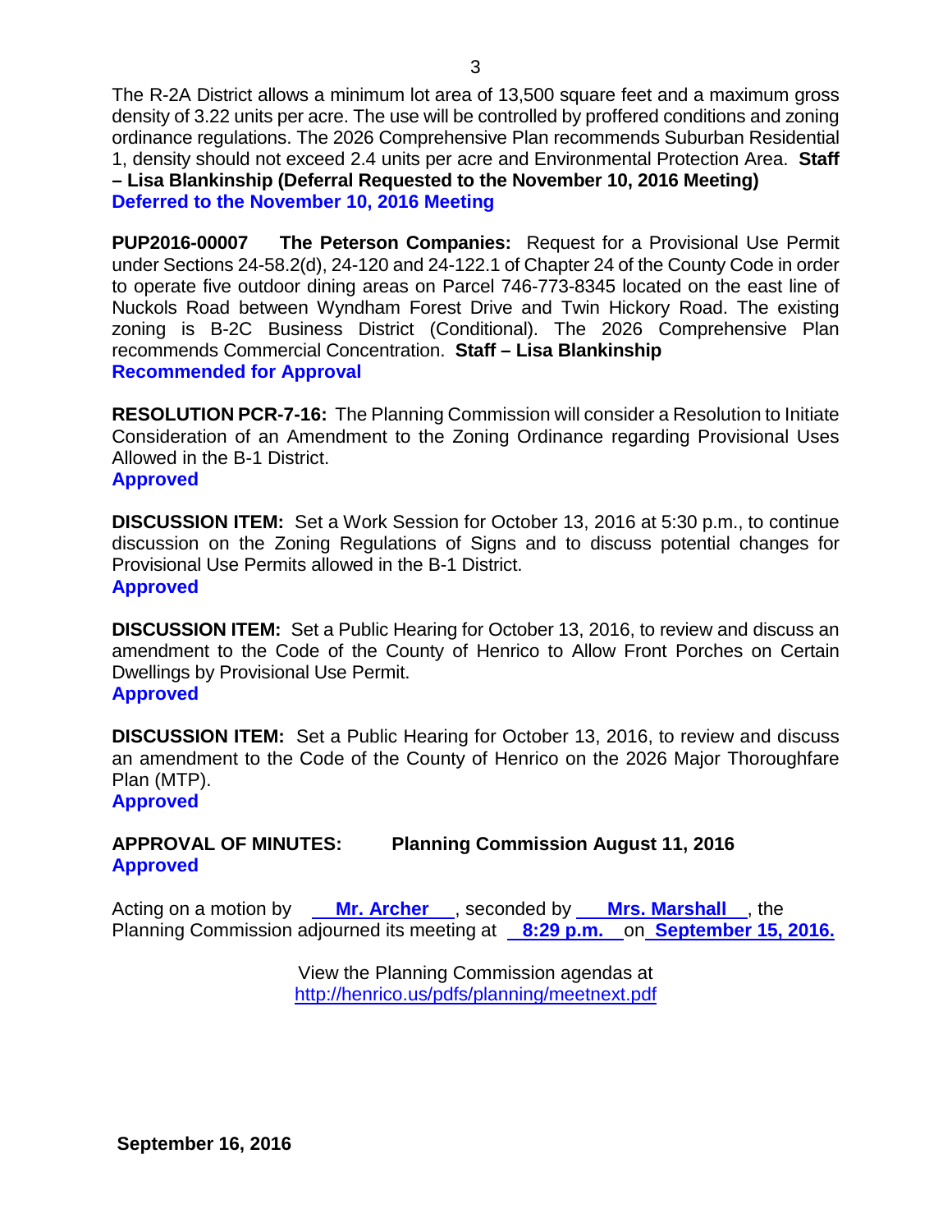The R-2A District allows a minimum lot area of 13,500 square feet and a maximum gross density of 3.22 units per acre. The use will be controlled by proffered conditions and zoning ordinance regulations. The 2026 Comprehensive Plan recommends Suburban Residential 1, density should not exceed 2.4 units per acre and Environmental Protection Area. **Staff – Lisa Blankinship (Deferral Requested to the November 10, 2016 Meeting)**
**Deferred to the November 10, 2016 Meeting**

**PUP2016-00007 The Peterson Companies:** Request for a Provisional Use Permit under Sections 24-58.2(d), 24-120 and 24-122.1 of Chapter 24 of the County Code in order to operate five outdoor dining areas on Parcel 746-773-8345 located on the east line of Nuckols Road between Wyndham Forest Drive and Twin Hickory Road. The existing zoning is B-2C Business District (Conditional). The 2026 Comprehensive Plan recommends Commercial Concentration. **Staff – Lisa Blankinship**
**Recommended for Approval**

**RESOLUTION PCR-7-16:** The Planning Commission will consider a Resolution to Initiate Consideration of an Amendment to the Zoning Ordinance regarding Provisional Uses Allowed in the B-1 District.
**Approved**

**DISCUSSION ITEM:** Set a Work Session for October 13, 2016 at 5:30 p.m., to continue discussion on the Zoning Regulations of Signs and to discuss potential changes for Provisional Use Permits allowed in the B-1 District.
**Approved**

**DISCUSSION ITEM:** Set a Public Hearing for October 13, 2016, to review and discuss an amendment to the Code of the County of Henrico to Allow Front Porches on Certain Dwellings by Provisional Use Permit.
**Approved**

**DISCUSSION ITEM:** Set a Public Hearing for October 13, 2016, to review and discuss an amendment to the Code of the County of Henrico on the 2026 Major Thoroughfare Plan (MTP).
**Approved**

**APPROVAL OF MINUTES: Planning Commission August 11, 2016**
**Approved**

Acting on a motion by **Mr. Archer**, seconded by **Mrs. Marshall**, the Planning Commission adjourned its meeting at **8:29 p.m.** on **September 15, 2016.**

View the Planning Commission agendas at
http://henrico.us/pdfs/planning/meetnext.pdf

**September 16, 2016**